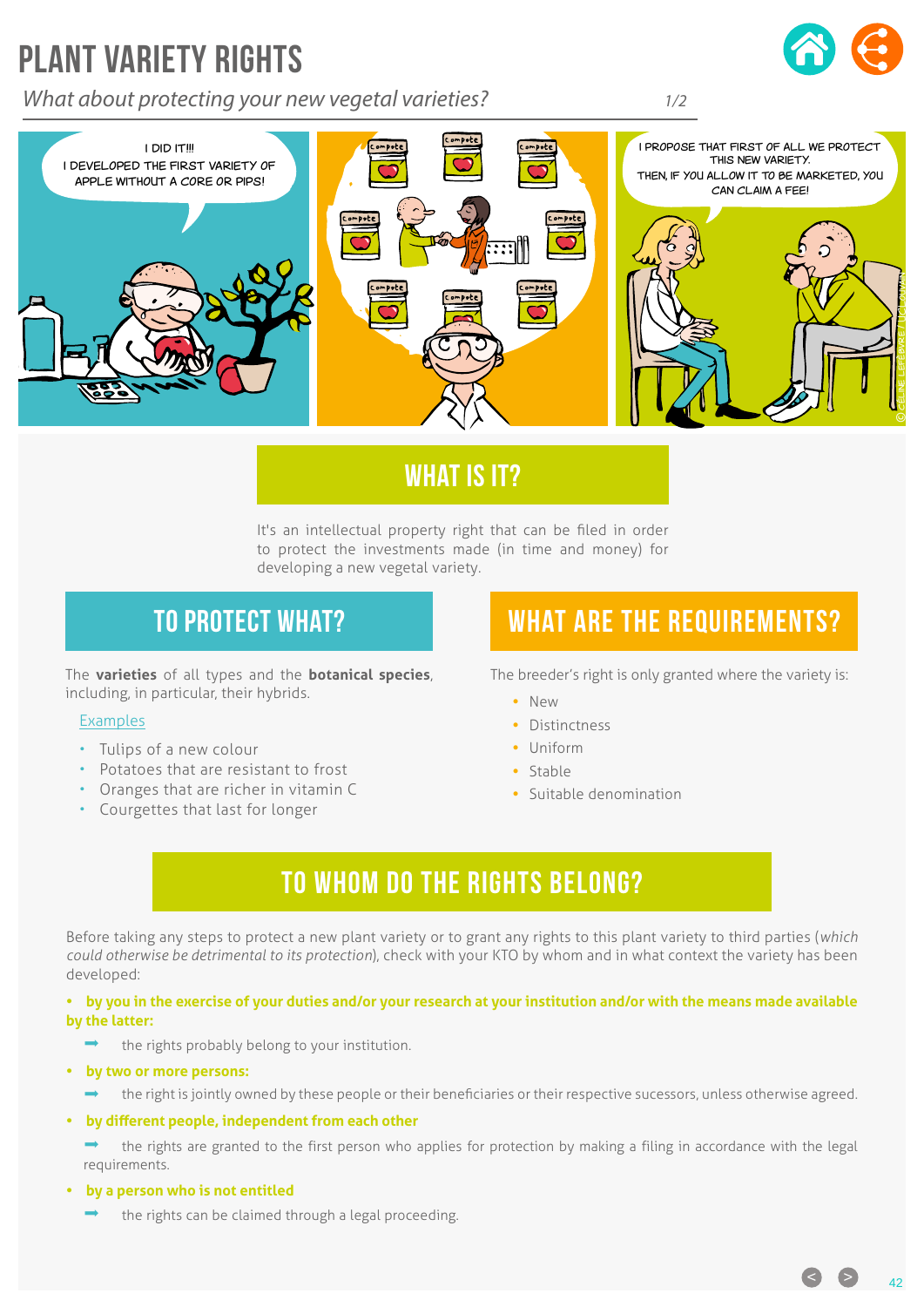# PLANT VARIETY RIGHTS

*What about protecting your new vegetal varieties?*

I DID IT!!! I DEVELOPED THE FIRST VARIETY OF APPLE WITHOUT A CORE OR PIPS!

I PROPOSE THAT FIRST OF ALL WE PROTECT THIS NEW VARIETY. THEN, IF YOU ALLOW IT TO BE MARKETED, YOU CAN CLAIM A FEE!

## WHAT IS IT?

It's an intellectual property right that can be filed in order to protect the investments made (in time and money) for developing a new vegetal variety.

## TO PROTECT WHAT?

The **varieties** of all types and the **botanical species**, including, in particular, their hybrids.

Examples

- Tulips of a new colour
- Potatoes that are resistant to frost
- Oranges that are richer in vitamin C
- Courgettes that last for longer

## WHAT ARE THE REQUIREMENTS?

The breeder's right is only granted where the variety is:

- New
- Distinctness
- Uniform
- Stable
- Suitable denomination

## TO WHOM DO THE RIGHTS BELONG?

Before taking any steps to protect a new plant variety or to grant any rights to this plant variety to third parties (*which could otherwise be detrimental to its protection*), check with your KTO by whom and in what context the variety has been developed:

- **by you in the exercise of your duties and/or your research at your institution and/or with the means made available by the latter:**
  - ➡ the rights probably belong to your institution.
- **by two or more persons:**
  - ➡ the right is jointly owned by these people or their beneficiaries or their respective sucessors, unless otherwise agreed.
- **by different people, independent from each other**
  - ➡ the rights are granted to the first person who applies for protection by making a filing in accordance with the legal requirements.
- **by a person who is not entitled**
  - ➡ the rights can be claimed through a legal proceeding.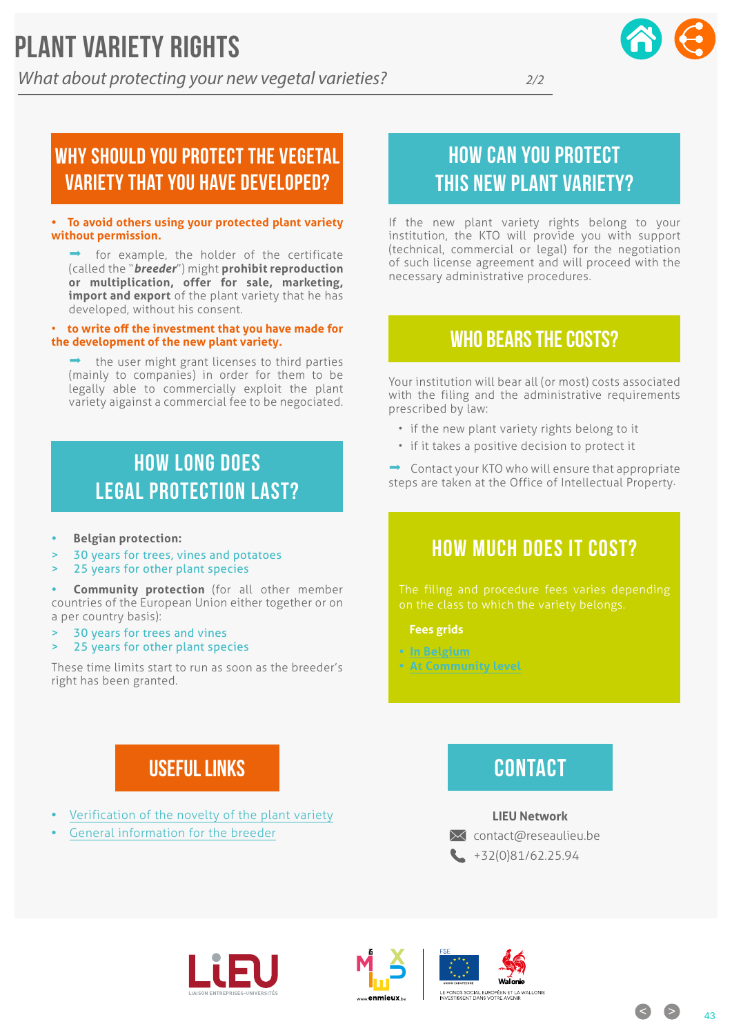# PLANT VARIETY RIGHTS

*What about protecting your new vegetal varieties?*

## WHY SHOULD YOU PROTECT THE VEGETAL VARIETY THAT YOU HAVE DEVELOPED?

- **To avoid others using your protected plant variety without permission.**

  ➡ for example, the holder of the certificate (called the "***breeder***") might **prohibit reproduction or multiplication, offer for sale, marketing, import and export** of the plant variety that he has developed, without his consent.

- **to write off the investment that you have made for the development of the new plant variety.**

  ➡ the user might grant licenses to third parties (mainly to companies) in order for them to be legally able to commercially exploit the plant variety aigainst a commercial fee to be negociated.

## HOW LONG DOES LEGAL PROTECTION LAST?

- **Belgian protection:**
  > 30 years for trees, vines and potatoes
  > 25 years for other plant species

- **Community protection** (for all other member countries of the European Union either together or on a per country basis):
  > 30 years for trees and vines
  > 25 years for other plant species

These time limits start to run as soon as the breeder's right has been granted.

## HOW CAN YOU PROTECT THIS NEW PLANT VARIETY?

If the new plant variety rights belong to your institution, the KTO will provide you with support (technical, commercial or legal) for the negotiation of such license agreement and will proceed with the necessary administrative procedures.

## WHO BEARS THE COSTS?

Your institution will bear all (or most) costs associated with the filing and the administrative requirements prescribed by law:

- if the new plant variety rights belong to it
- if it takes a positive decision to protect it

➡ Contact your KTO who will ensure that appropriate steps are taken at the Office of Intellectual Property.

## HOW MUCH DOES IT COST?

The filing and procedure fees varies depending on the class to which the variety belongs.

**Fees grids**

- In Belgium
- At Community level

## USEFUL LINKS

- Verification of the novelty of the plant variety
- General information for the breeder

## CONTACT

**LIEU Network**

contact@reseaulieu.be

+32(0)81/62.25.94